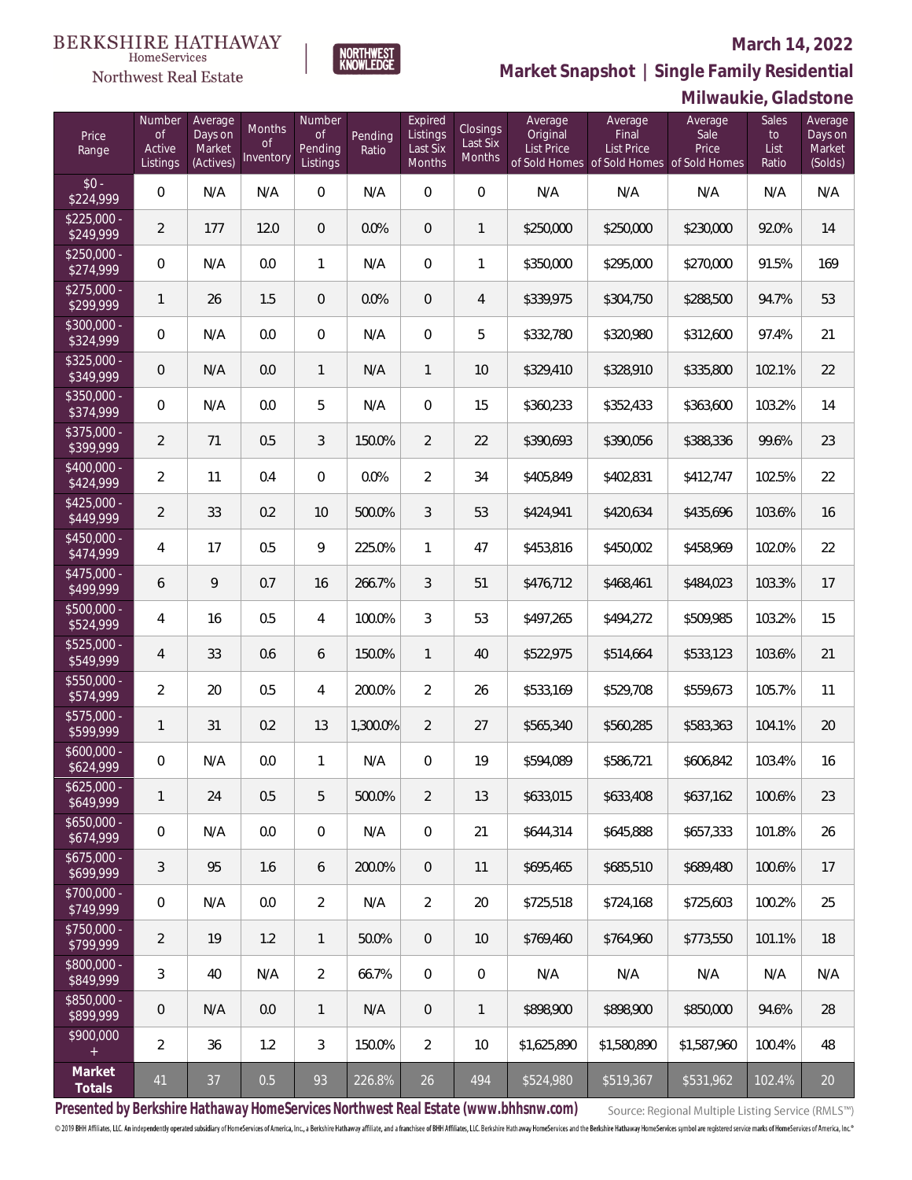BERKSHIRE HATHAWAY HomeServices Northwest Real Estate

NORTHWEST KNOWLEDGE

# March 14, 2022

## Market Snapshot | Single Family Residential

## Milwaukie, Gladstone

| Price Range | Number of Active Listings | Average Days on Market (Actives) | Months of Inventory | Number of Pending Listings | Pending Ratio | Expired Listings Last Six Months | Closings Last Six Months | Average Original List Price of Sold Homes | Average Final List Price of Sold Homes | Average Sale Price of Sold Homes | Sales to List Ratio | Average Days on Market (Solds) |
|---|---|---|---|---|---|---|---|---|---|---|---|---|
| $0 - $224,999 | 0 | N/A | N/A | 0 | N/A | 0 | 0 | N/A | N/A | N/A | N/A | N/A |
| $225,000 - $249,999 | 2 | 177 | 12.0 | 0 | 0.0% | 0 | 1 | $250,000 | $250,000 | $230,000 | 92.0% | 14 |
| $250,000 - $274,999 | 0 | N/A | 0.0 | 1 | N/A | 0 | 1 | $350,000 | $295,000 | $270,000 | 91.5% | 169 |
| $275,000 - $299,999 | 1 | 26 | 1.5 | 0 | 0.0% | 0 | 4 | $339,975 | $304,750 | $288,500 | 94.7% | 53 |
| $300,000 - $324,999 | 0 | N/A | 0.0 | 0 | N/A | 0 | 5 | $332,780 | $320,980 | $312,600 | 97.4% | 21 |
| $325,000 - $349,999 | 0 | N/A | 0.0 | 1 | N/A | 1 | 10 | $329,410 | $328,910 | $335,800 | 102.1% | 22 |
| $350,000 - $374,999 | 0 | N/A | 0.0 | 5 | N/A | 0 | 15 | $360,233 | $352,433 | $363,600 | 103.2% | 14 |
| $375,000 - $399,999 | 2 | 71 | 0.5 | 3 | 150.0% | 2 | 22 | $390,693 | $390,056 | $388,336 | 99.6% | 23 |
| $400,000 - $424,999 | 2 | 11 | 0.4 | 0 | 0.0% | 2 | 34 | $405,849 | $402,831 | $412,747 | 102.5% | 22 |
| $425,000 - $449,999 | 2 | 33 | 0.2 | 10 | 500.0% | 3 | 53 | $424,941 | $420,634 | $435,696 | 103.6% | 16 |
| $450,000 - $474,999 | 4 | 17 | 0.5 | 9 | 225.0% | 1 | 47 | $453,816 | $450,002 | $458,969 | 102.0% | 22 |
| $475,000 - $499,999 | 6 | 9 | 0.7 | 16 | 266.7% | 3 | 51 | $476,712 | $468,461 | $484,023 | 103.3% | 17 |
| $500,000 - $524,999 | 4 | 16 | 0.5 | 4 | 100.0% | 3 | 53 | $497,265 | $494,272 | $509,985 | 103.2% | 15 |
| $525,000 - $549,999 | 4 | 33 | 0.6 | 6 | 150.0% | 1 | 40 | $522,975 | $514,664 | $533,123 | 103.6% | 21 |
| $550,000 - $574,999 | 2 | 20 | 0.5 | 4 | 200.0% | 2 | 26 | $533,169 | $529,708 | $559,673 | 105.7% | 11 |
| $575,000 - $599,999 | 1 | 31 | 0.2 | 13 | 1,300.0% | 2 | 27 | $565,340 | $560,285 | $583,363 | 104.1% | 20 |
| $600,000 - $624,999 | 0 | N/A | 0.0 | 1 | N/A | 0 | 19 | $594,089 | $586,721 | $606,842 | 103.4% | 16 |
| $625,000 - $649,999 | 1 | 24 | 0.5 | 5 | 500.0% | 2 | 13 | $633,015 | $633,408 | $637,162 | 100.6% | 23 |
| $650,000 - $674,999 | 0 | N/A | 0.0 | 0 | N/A | 0 | 21 | $644,314 | $645,888 | $657,333 | 101.8% | 26 |
| $675,000 - $699,999 | 3 | 95 | 1.6 | 6 | 200.0% | 0 | 11 | $695,465 | $685,510 | $689,480 | 100.6% | 17 |
| $700,000 - $749,999 | 0 | N/A | 0.0 | 2 | N/A | 2 | 20 | $725,518 | $724,168 | $725,603 | 100.2% | 25 |
| $750,000 - $799,999 | 2 | 19 | 1.2 | 1 | 50.0% | 0 | 10 | $769,460 | $764,960 | $773,550 | 101.1% | 18 |
| $800,000 - $849,999 | 3 | 40 | N/A | 2 | 66.7% | 0 | 0 | N/A | N/A | N/A | N/A | N/A |
| $850,000 - $899,999 | 0 | N/A | 0.0 | 1 | N/A | 0 | 1 | $898,900 | $898,900 | $850,000 | 94.6% | 28 |
| $900,000 + | 2 | 36 | 1.2 | 3 | 150.0% | 2 | 10 | $1,625,890 | $1,580,890 | $1,587,960 | 100.4% | 48 |
| **Market Totals** | 41 | 37 | 0.5 | 93 | 226.8% | 26 | 494 | $524,980 | $519,367 | $531,962 | 102.4% | 20 |

**Presented by Berkshire Hathaway HomeServices Northwest Real Estate (www.bhhsnw.com)**

Source: Regional Multiple Listing Service (RMLS™)

© 2019 BHH Affiliates, LLC. An independently operated subsidiary of HomeServices of America, Inc., a Berkshire Hathaway affiliate, and a franchisee of BHH Affiliates, LLC. Berkshire Hathaway HomeServices and the Berkshire Hathaway HomeServices symbol are registered service marks of HomeServices of America, Inc.®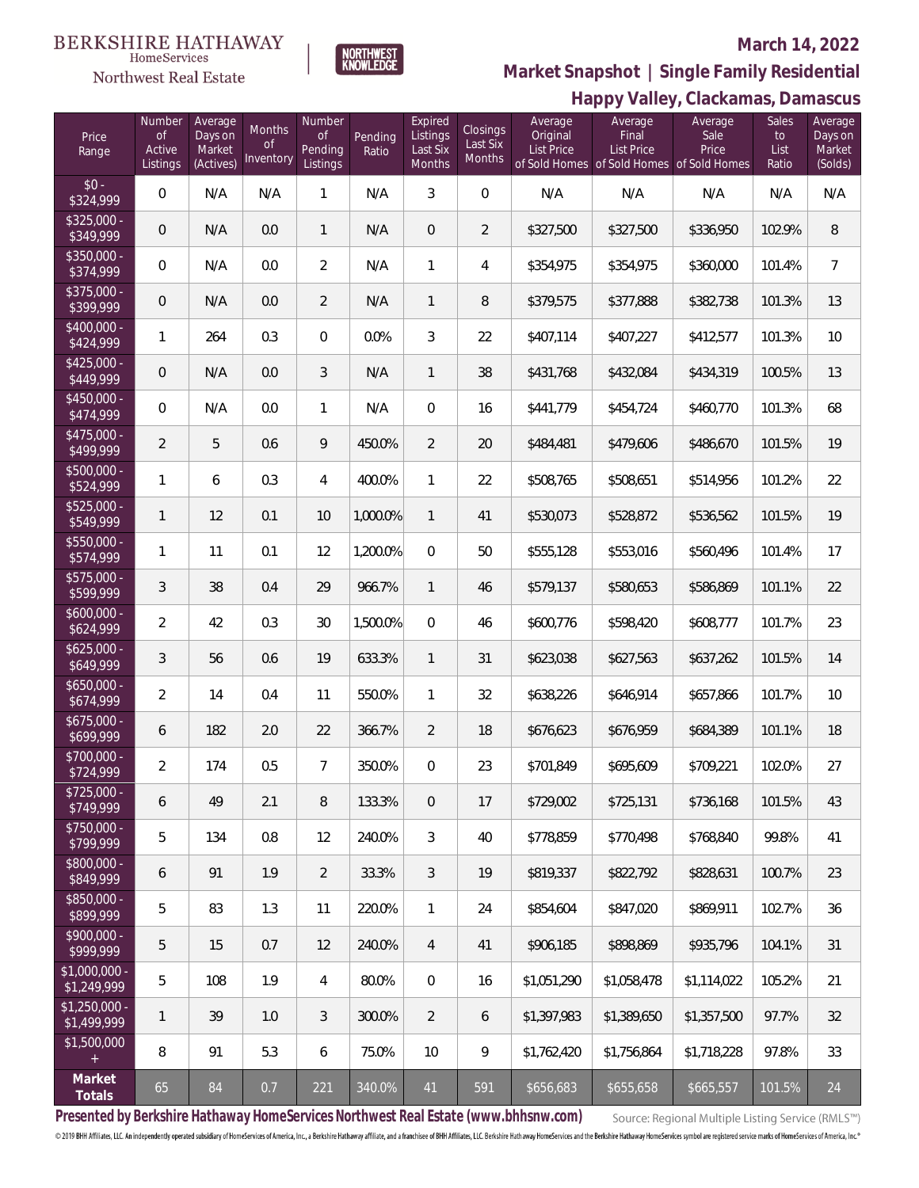BERKSHIRE HATHAWAY HomeServices Northwest Real Estate

NORTHWEST KNOWLEDGE

## March 14, 2022

## Market Snapshot | Single Family Residential

## Happy Valley, Clackamas, Damascus

| Price Range | Number of Active Listings | Average Days on Market (Actives) | Months of Inventory | Number of Pending Listings | Pending Ratio | Expired Listings Last Six Months | Closings Last Six Months | Average Original List Price of Sold Homes | Average Final List Price of Sold Homes | Average Sale Price of Sold Homes | Sales to List Ratio | Average Days on Market (Solds) |
|---|---|---|---|---|---|---|---|---|---|---|---|---|
| $0 - $324,999 | 0 | N/A | N/A | 1 | N/A | 3 | 0 | N/A | N/A | N/A | N/A | N/A |
| $325,000 - $349,999 | 0 | N/A | 0.0 | 1 | N/A | 0 | 2 | $327,500 | $327,500 | $336,950 | 102.9% | 8 |
| $350,000 - $374,999 | 0 | N/A | 0.0 | 2 | N/A | 1 | 4 | $354,975 | $354,975 | $360,000 | 101.4% | 7 |
| $375,000 - $399,999 | 0 | N/A | 0.0 | 2 | N/A | 1 | 8 | $379,575 | $377,888 | $382,738 | 101.3% | 13 |
| $400,000 - $424,999 | 1 | 264 | 0.3 | 0 | 0.0% | 3 | 22 | $407,114 | $407,227 | $412,577 | 101.3% | 10 |
| $425,000 - $449,999 | 0 | N/A | 0.0 | 3 | N/A | 1 | 38 | $431,768 | $432,084 | $434,319 | 100.5% | 13 |
| $450,000 - $474,999 | 0 | N/A | 0.0 | 1 | N/A | 0 | 16 | $441,779 | $454,724 | $460,770 | 101.3% | 68 |
| $475,000 - $499,999 | 2 | 5 | 0.6 | 9 | 450.0% | 2 | 20 | $484,481 | $479,606 | $486,670 | 101.5% | 19 |
| $500,000 - $524,999 | 1 | 6 | 0.3 | 4 | 400.0% | 1 | 22 | $508,765 | $508,651 | $514,956 | 101.2% | 22 |
| $525,000 - $549,999 | 1 | 12 | 0.1 | 10 | 1,000.0% | 1 | 41 | $530,073 | $528,872 | $536,562 | 101.5% | 19 |
| $550,000 - $574,999 | 1 | 11 | 0.1 | 12 | 1,200.0% | 0 | 50 | $555,128 | $553,016 | $560,496 | 101.4% | 17 |
| $575,000 - $599,999 | 3 | 38 | 0.4 | 29 | 966.7% | 1 | 46 | $579,137 | $580,653 | $586,869 | 101.1% | 22 |
| $600,000 - $624,999 | 2 | 42 | 0.3 | 30 | 1,500.0% | 0 | 46 | $600,776 | $598,420 | $608,777 | 101.7% | 23 |
| $625,000 - $649,999 | 3 | 56 | 0.6 | 19 | 633.3% | 1 | 31 | $623,038 | $627,563 | $637,262 | 101.5% | 14 |
| $650,000 - $674,999 | 2 | 14 | 0.4 | 11 | 550.0% | 1 | 32 | $638,226 | $646,914 | $657,866 | 101.7% | 10 |
| $675,000 - $699,999 | 6 | 182 | 2.0 | 22 | 366.7% | 2 | 18 | $676,623 | $676,959 | $684,389 | 101.1% | 18 |
| $700,000 - $724,999 | 2 | 174 | 0.5 | 7 | 350.0% | 0 | 23 | $701,849 | $695,609 | $709,221 | 102.0% | 27 |
| $725,000 - $749,999 | 6 | 49 | 2.1 | 8 | 133.3% | 0 | 17 | $729,002 | $725,131 | $736,168 | 101.5% | 43 |
| $750,000 - $799,999 | 5 | 134 | 0.8 | 12 | 240.0% | 3 | 40 | $778,859 | $770,498 | $768,840 | 99.8% | 41 |
| $800,000 - $849,999 | 6 | 91 | 1.9 | 2 | 33.3% | 3 | 19 | $819,337 | $822,792 | $828,631 | 100.7% | 23 |
| $850,000 - $899,999 | 5 | 83 | 1.3 | 11 | 220.0% | 1 | 24 | $854,604 | $847,020 | $869,911 | 102.7% | 36 |
| $900,000 - $999,999 | 5 | 15 | 0.7 | 12 | 240.0% | 4 | 41 | $906,185 | $898,869 | $935,796 | 104.1% | 31 |
| $1,000,000 - $1,249,999 | 5 | 108 | 1.9 | 4 | 80.0% | 0 | 16 | $1,051,290 | $1,058,478 | $1,114,022 | 105.2% | 21 |
| $1,250,000 - $1,499,999 | 1 | 39 | 1.0 | 3 | 300.0% | 2 | 6 | $1,397,983 | $1,389,650 | $1,357,500 | 97.7% | 32 |
| $1,500,000 + | 8 | 91 | 5.3 | 6 | 75.0% | 10 | 9 | $1,762,420 | $1,756,864 | $1,718,228 | 97.8% | 33 |
| **Market Totals** | 65 | 84 | 0.7 | 221 | 340.0% | 41 | 591 | $656,683 | $655,658 | $665,557 | 101.5% | 24 |

**Presented by Berkshire Hathaway HomeServices Northwest Real Estate (www.bhhsnw.com)**

Source: Regional Multiple Listing Service (RMLS™)

© 2019 BHH Affiliates, LLC. An independently operated subsidiary of HomeServices of America, Inc., a Berkshire Hathaway affiliate, and a franchisee of BHH Affiliates, LLC. Berkshire Hathaway HomeServices and the Berkshire Hathaway HomeServices symbol are registered service marks of HomeServices of America, Inc.®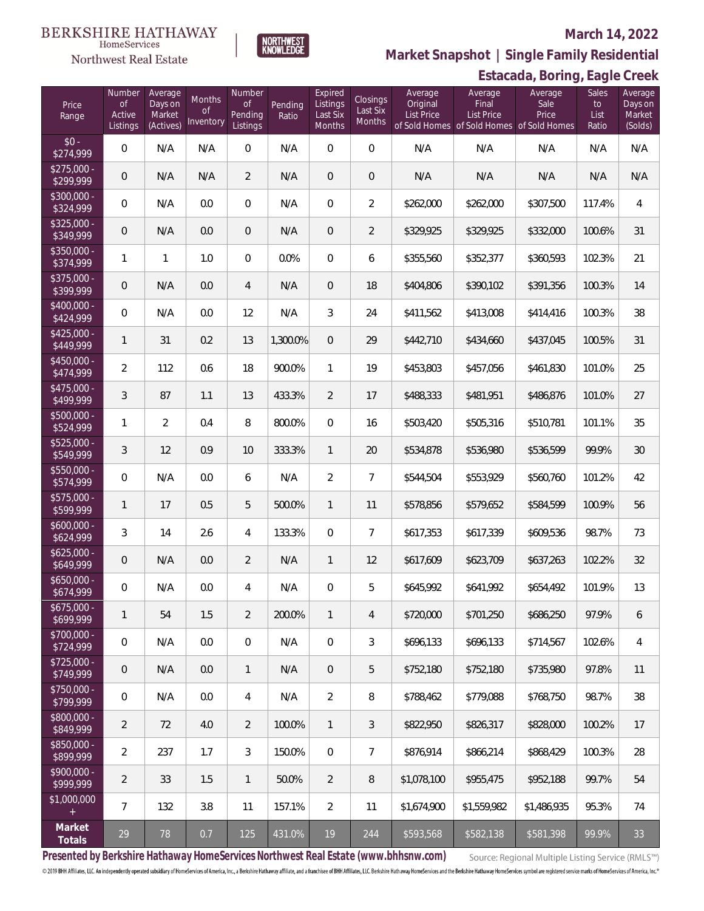BERKSHIRE HATHAWAY HomeServices Northwest Real Estate

NORTHWEST KNOWLEDGE

**March 14, 2022**

## Market Snapshot | Single Family Residential

### Estacada, Boring, Eagle Creek

| Price Range | Number of Active Listings | Average Days on Market (Actives) | Months of Inventory | Number of Pending Listings | Pending Ratio | Expired Listings Last Six Months | Closings Last Six Months | Average Original List Price of Sold Homes | Average Final List Price of Sold Homes | Average Sale Price of Sold Homes | Sales to List Ratio | Average Days on Market (Solds) |
|---|---|---|---|---|---|---|---|---|---|---|---|---|
| $0 - $274,999 | 0 | N/A | N/A | 0 | N/A | 0 | 0 | N/A | N/A | N/A | N/A | N/A |
| $275,000 - $299,999 | 0 | N/A | N/A | 2 | N/A | 0 | 0 | N/A | N/A | N/A | N/A | N/A |
| $300,000 - $324,999 | 0 | N/A | 0.0 | 0 | N/A | 0 | 2 | $262,000 | $262,000 | $307,500 | 117.4% | 4 |
| $325,000 - $349,999 | 0 | N/A | 0.0 | 0 | N/A | 0 | 2 | $329,925 | $329,925 | $332,000 | 100.6% | 31 |
| $350,000 - $374,999 | 1 | 1 | 1.0 | 0 | 0.0% | 0 | 6 | $355,560 | $352,377 | $360,593 | 102.3% | 21 |
| $375,000 - $399,999 | 0 | N/A | 0.0 | 4 | N/A | 0 | 18 | $404,806 | $390,102 | $391,356 | 100.3% | 14 |
| $400,000 - $424,999 | 0 | N/A | 0.0 | 12 | N/A | 3 | 24 | $411,562 | $413,008 | $414,416 | 100.3% | 38 |
| $425,000 - $449,999 | 1 | 31 | 0.2 | 13 | 1,300.0% | 0 | 29 | $442,710 | $434,660 | $437,045 | 100.5% | 31 |
| $450,000 - $474,999 | 2 | 112 | 0.6 | 18 | 900.0% | 1 | 19 | $453,803 | $457,056 | $461,830 | 101.0% | 25 |
| $475,000 - $499,999 | 3 | 87 | 1.1 | 13 | 433.3% | 2 | 17 | $488,333 | $481,951 | $486,876 | 101.0% | 27 |
| $500,000 - $524,999 | 1 | 2 | 0.4 | 8 | 800.0% | 0 | 16 | $503,420 | $505,316 | $510,781 | 101.1% | 35 |
| $525,000 - $549,999 | 3 | 12 | 0.9 | 10 | 333.3% | 1 | 20 | $534,878 | $536,980 | $536,599 | 99.9% | 30 |
| $550,000 - $574,999 | 0 | N/A | 0.0 | 6 | N/A | 2 | 7 | $544,504 | $553,929 | $560,760 | 101.2% | 42 |
| $575,000 - $599,999 | 1 | 17 | 0.5 | 5 | 500.0% | 1 | 11 | $578,856 | $579,652 | $584,599 | 100.9% | 56 |
| $600,000 - $624,999 | 3 | 14 | 2.6 | 4 | 133.3% | 0 | 7 | $617,353 | $617,339 | $609,536 | 98.7% | 73 |
| $625,000 - $649,999 | 0 | N/A | 0.0 | 2 | N/A | 1 | 12 | $617,609 | $623,709 | $637,263 | 102.2% | 32 |
| $650,000 - $674,999 | 0 | N/A | 0.0 | 4 | N/A | 0 | 5 | $645,992 | $641,992 | $654,492 | 101.9% | 13 |
| $675,000 - $699,999 | 1 | 54 | 1.5 | 2 | 200.0% | 1 | 4 | $720,000 | $701,250 | $686,250 | 97.9% | 6 |
| $700,000 - $724,999 | 0 | N/A | 0.0 | 0 | N/A | 0 | 3 | $696,133 | $696,133 | $714,567 | 102.6% | 4 |
| $725,000 - $749,999 | 0 | N/A | 0.0 | 1 | N/A | 0 | 5 | $752,180 | $752,180 | $735,980 | 97.8% | 11 |
| $750,000 - $799,999 | 0 | N/A | 0.0 | 4 | N/A | 2 | 8 | $788,462 | $779,088 | $768,750 | 98.7% | 38 |
| $800,000 - $849,999 | 2 | 72 | 4.0 | 2 | 100.0% | 1 | 3 | $822,950 | $826,317 | $828,000 | 100.2% | 17 |
| $850,000 - $899,999 | 2 | 237 | 1.7 | 3 | 150.0% | 0 | 7 | $876,914 | $866,214 | $868,429 | 100.3% | 28 |
| $900,000 - $999,999 | 2 | 33 | 1.5 | 1 | 50.0% | 2 | 8 | $1,078,100 | $955,475 | $952,188 | 99.7% | 54 |
| $1,000,000 + | 7 | 132 | 3.8 | 11 | 157.1% | 2 | 11 | $1,674,900 | $1,559,982 | $1,486,935 | 95.3% | 74 |
| **Market Totals** | 29 | 78 | 0.7 | 125 | 431.0% | 19 | 244 | $593,568 | $582,138 | $581,398 | 99.9% | 33 |

**Presented by Berkshire Hathaway HomeServices Northwest Real Estate (www.bhhsnw.com)**

Source: Regional Multiple Listing Service (RMLS™)

© 2019 BHH Affiliates, LLC. An independently operated subsidiary of HomeServices of America, Inc., a Berkshire Hathaway affiliate, and a franchisee of BHH Affiliates, LLC. Berkshire Hathaway HomeServices and the Berkshire Hathaway HomeServices symbol are registered service marks of HomeServices of America, Inc.®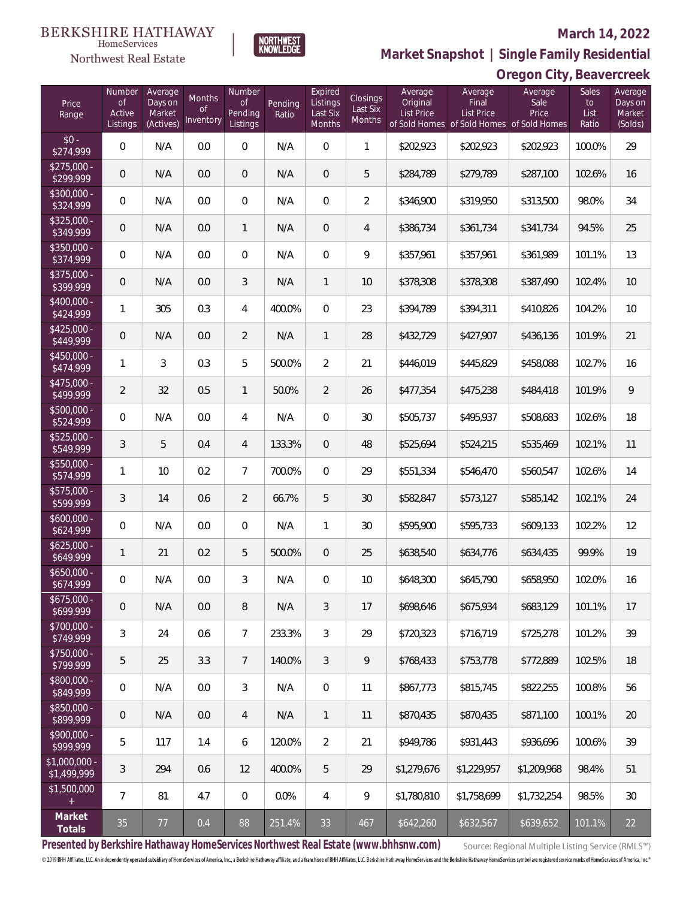BERKSHIRE HATHAWAY HomeServices Northwest Real Estate

NORTHWEST KNOWLEDGE

## March 14, 2022

## Market Snapshot | Single Family Residential

## Oregon City, Beavercreek

| Price Range | Number of Active Listings | Average Days on Market (Actives) | Months of Inventory | Number of Pending Listings | Pending Ratio | Expired Listings Last Six Months | Closings Last Six Months | Average Original List Price of Sold Homes | Average Final List Price of Sold Homes | Average Sale Price of Sold Homes | Sales to List Ratio | Average Days on Market (Solds) |
|---|---|---|---|---|---|---|---|---|---|---|---|---|
| $0 - $274,999 | 0 | N/A | 0.0 | 0 | N/A | 0 | 1 | $202,923 | $202,923 | $202,923 | 100.0% | 29 |
| $275,000 - $299,999 | 0 | N/A | 0.0 | 0 | N/A | 0 | 5 | $284,789 | $279,789 | $287,100 | 102.6% | 16 |
| $300,000 - $324,999 | 0 | N/A | 0.0 | 0 | N/A | 0 | 2 | $346,900 | $319,950 | $313,500 | 98.0% | 34 |
| $325,000 - $349,999 | 0 | N/A | 0.0 | 1 | N/A | 0 | 4 | $386,734 | $361,734 | $341,734 | 94.5% | 25 |
| $350,000 - $374,999 | 0 | N/A | 0.0 | 0 | N/A | 0 | 9 | $357,961 | $357,961 | $361,989 | 101.1% | 13 |
| $375,000 - $399,999 | 0 | N/A | 0.0 | 3 | N/A | 1 | 10 | $378,308 | $378,308 | $387,490 | 102.4% | 10 |
| $400,000 - $424,999 | 1 | 305 | 0.3 | 4 | 400.0% | 0 | 23 | $394,789 | $394,311 | $410,826 | 104.2% | 10 |
| $425,000 - $449,999 | 0 | N/A | 0.0 | 2 | N/A | 1 | 28 | $432,729 | $427,907 | $436,136 | 101.9% | 21 |
| $450,000 - $474,999 | 1 | 3 | 0.3 | 5 | 500.0% | 2 | 21 | $446,019 | $445,829 | $458,088 | 102.7% | 16 |
| $475,000 - $499,999 | 2 | 32 | 0.5 | 1 | 50.0% | 2 | 26 | $477,354 | $475,238 | $484,418 | 101.9% | 9 |
| $500,000 - $524,999 | 0 | N/A | 0.0 | 4 | N/A | 0 | 30 | $505,737 | $495,937 | $508,683 | 102.6% | 18 |
| $525,000 - $549,999 | 3 | 5 | 0.4 | 4 | 133.3% | 0 | 48 | $525,694 | $524,215 | $535,469 | 102.1% | 11 |
| $550,000 - $574,999 | 1 | 10 | 0.2 | 7 | 700.0% | 0 | 29 | $551,334 | $546,470 | $560,547 | 102.6% | 14 |
| $575,000 - $599,999 | 3 | 14 | 0.6 | 2 | 66.7% | 5 | 30 | $582,847 | $573,127 | $585,142 | 102.1% | 24 |
| $600,000 - $624,999 | 0 | N/A | 0.0 | 0 | N/A | 1 | 30 | $595,900 | $595,733 | $609,133 | 102.2% | 12 |
| $625,000 - $649,999 | 1 | 21 | 0.2 | 5 | 500.0% | 0 | 25 | $638,540 | $634,776 | $634,435 | 99.9% | 19 |
| $650,000 - $674,999 | 0 | N/A | 0.0 | 3 | N/A | 0 | 10 | $648,300 | $645,790 | $658,950 | 102.0% | 16 |
| $675,000 - $699,999 | 0 | N/A | 0.0 | 8 | N/A | 3 | 17 | $698,646 | $675,934 | $683,129 | 101.1% | 17 |
| $700,000 - $749,999 | 3 | 24 | 0.6 | 7 | 233.3% | 3 | 29 | $720,323 | $716,719 | $725,278 | 101.2% | 39 |
| $750,000 - $799,999 | 5 | 25 | 3.3 | 7 | 140.0% | 3 | 9 | $768,433 | $753,778 | $772,889 | 102.5% | 18 |
| $800,000 - $849,999 | 0 | N/A | 0.0 | 3 | N/A | 0 | 11 | $867,773 | $815,745 | $822,255 | 100.8% | 56 |
| $850,000 - $899,999 | 0 | N/A | 0.0 | 4 | N/A | 1 | 11 | $870,435 | $870,435 | $871,100 | 100.1% | 20 |
| $900,000 - $999,999 | 5 | 117 | 1.4 | 6 | 120.0% | 2 | 21 | $949,786 | $931,443 | $936,696 | 100.6% | 39 |
| $1,000,000 - $1,499,999 | 3 | 294 | 0.6 | 12 | 400.0% | 5 | 29 | $1,279,676 | $1,229,957 | $1,209,968 | 98.4% | 51 |
| $1,500,000 + | 7 | 81 | 4.7 | 0 | 0.0% | 4 | 9 | $1,780,810 | $1,758,699 | $1,732,254 | 98.5% | 30 |
| **Market Totals** | 35 | 77 | 0.4 | 88 | 251.4% | 33 | 467 | $642,260 | $632,567 | $639,652 | 101.1% | 22 |

**Presented by Berkshire Hathaway HomeServices Northwest Real Estate (www.bhhsnw.com)**

Source: Regional Multiple Listing Service (RMLS™)

© 2019 BHH Affiliates, LLC. An independently operated subsidiary of HomeServices of America, Inc., a Berkshire Hathaway affiliate, and a franchisee of BHH Affiliates, LLC. Berkshire Hathaway HomeServices and the Berkshire Hathaway HomeServices symbol are registered service marks of HomeServices of America, Inc.®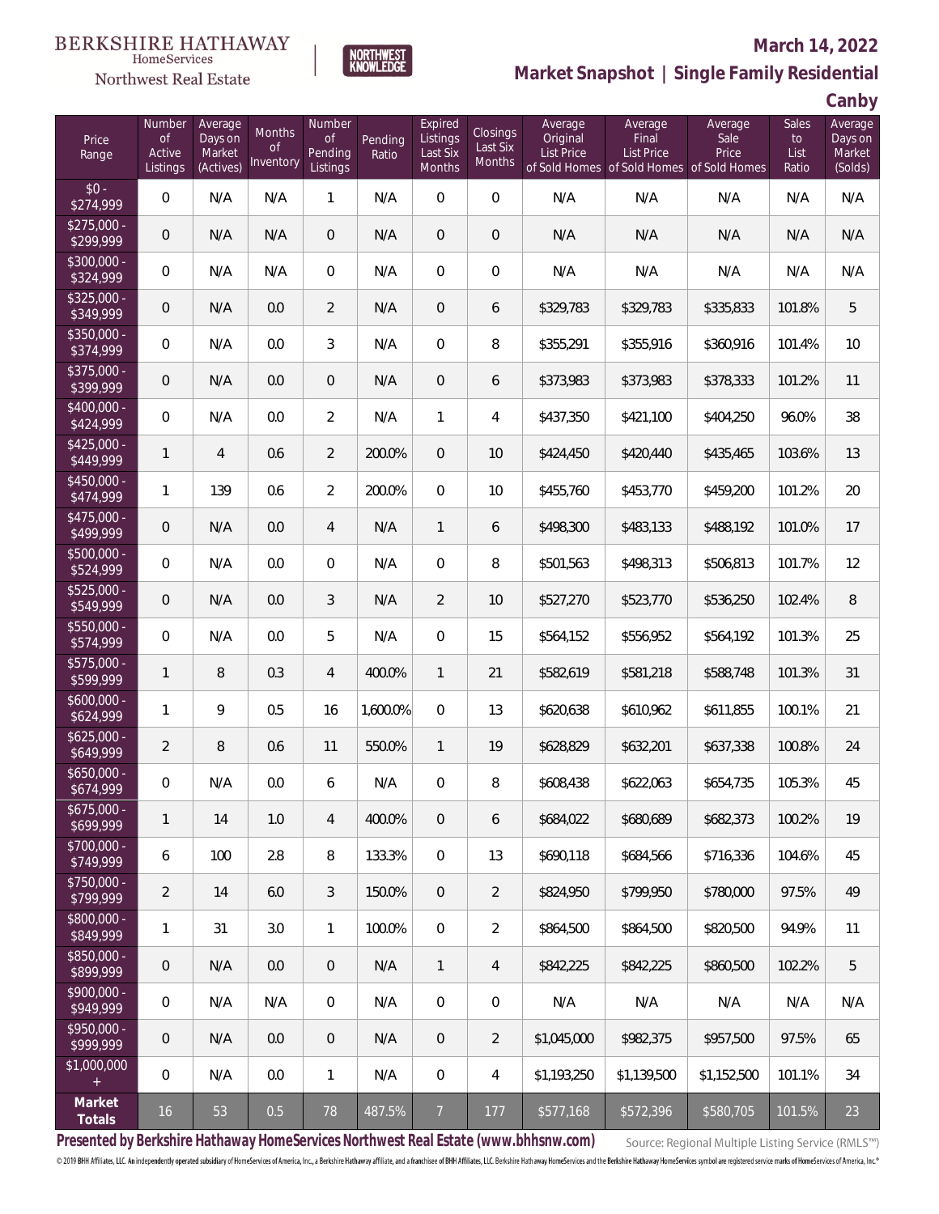BERKSHIRE HATHAWAY HomeServices Northwest Real Estate

NORTHWEST KNOWLEDGE

**March 14, 2022**

**Market Snapshot | Single Family Residential**

**Canby**

| Price Range | Number of Active Listings | Average Days on Market (Actives) | Months of Inventory | Number of Pending Listings | Pending Ratio | Expired Listings Last Six Months | Closings Last Six Months | Average Original List Price of Sold Homes | Average Final List Price of Sold Homes | Average Sale Price of Sold Homes | Sales to List Ratio | Average Days on Market (Solds) |
|---|---|---|---|---|---|---|---|---|---|---|---|---|
| $0 - $274,999 | 0 | N/A | N/A | 1 | N/A | 0 | 0 | N/A | N/A | N/A | N/A | N/A |
| $275,000 - $299,999 | 0 | N/A | N/A | 0 | N/A | 0 | 0 | N/A | N/A | N/A | N/A | N/A |
| $300,000 - $324,999 | 0 | N/A | N/A | 0 | N/A | 0 | 0 | N/A | N/A | N/A | N/A | N/A |
| $325,000 - $349,999 | 0 | N/A | 0.0 | 2 | N/A | 0 | 6 | $329,783 | $329,783 | $335,833 | 101.8% | 5 |
| $350,000 - $374,999 | 0 | N/A | 0.0 | 3 | N/A | 0 | 8 | $355,291 | $355,916 | $360,916 | 101.4% | 10 |
| $375,000 - $399,999 | 0 | N/A | 0.0 | 0 | N/A | 0 | 6 | $373,983 | $373,983 | $378,333 | 101.2% | 11 |
| $400,000 - $424,999 | 0 | N/A | 0.0 | 2 | N/A | 1 | 4 | $437,350 | $421,100 | $404,250 | 96.0% | 38 |
| $425,000 - $449,999 | 1 | 4 | 0.6 | 2 | 200.0% | 0 | 10 | $424,450 | $420,440 | $435,465 | 103.6% | 13 |
| $450,000 - $474,999 | 1 | 139 | 0.6 | 2 | 200.0% | 0 | 10 | $455,760 | $453,770 | $459,200 | 101.2% | 20 |
| $475,000 - $499,999 | 0 | N/A | 0.0 | 4 | N/A | 1 | 6 | $498,300 | $483,133 | $488,192 | 101.0% | 17 |
| $500,000 - $524,999 | 0 | N/A | 0.0 | 0 | N/A | 0 | 8 | $501,563 | $498,313 | $506,813 | 101.7% | 12 |
| $525,000 - $549,999 | 0 | N/A | 0.0 | 3 | N/A | 2 | 10 | $527,270 | $523,770 | $536,250 | 102.4% | 8 |
| $550,000 - $574,999 | 0 | N/A | 0.0 | 5 | N/A | 0 | 15 | $564,152 | $556,952 | $564,192 | 101.3% | 25 |
| $575,000 - $599,999 | 1 | 8 | 0.3 | 4 | 400.0% | 1 | 21 | $582,619 | $581,218 | $588,748 | 101.3% | 31 |
| $600,000 - $624,999 | 1 | 9 | 0.5 | 16 | 1,600.0% | 0 | 13 | $620,638 | $610,962 | $611,855 | 100.1% | 21 |
| $625,000 - $649,999 | 2 | 8 | 0.6 | 11 | 550.0% | 1 | 19 | $628,829 | $632,201 | $637,338 | 100.8% | 24 |
| $650,000 - $674,999 | 0 | N/A | 0.0 | 6 | N/A | 0 | 8 | $608,438 | $622,063 | $654,735 | 105.3% | 45 |
| $675,000 - $699,999 | 1 | 14 | 1.0 | 4 | 400.0% | 0 | 6 | $684,022 | $680,689 | $682,373 | 100.2% | 19 |
| $700,000 - $749,999 | 6 | 100 | 2.8 | 8 | 133.3% | 0 | 13 | $690,118 | $684,566 | $716,336 | 104.6% | 45 |
| $750,000 - $799,999 | 2 | 14 | 6.0 | 3 | 150.0% | 0 | 2 | $824,950 | $799,950 | $780,000 | 97.5% | 49 |
| $800,000 - $849,999 | 1 | 31 | 3.0 | 1 | 100.0% | 0 | 2 | $864,500 | $864,500 | $820,500 | 94.9% | 11 |
| $850,000 - $899,999 | 0 | N/A | 0.0 | 0 | N/A | 1 | 4 | $842,225 | $842,225 | $860,500 | 102.2% | 5 |
| $900,000 - $949,999 | 0 | N/A | N/A | 0 | N/A | 0 | 0 | N/A | N/A | N/A | N/A | N/A |
| $950,000 - $999,999 | 0 | N/A | 0.0 | 0 | N/A | 0 | 2 | $1,045,000 | $982,375 | $957,500 | 97.5% | 65 |
| $1,000,000 + | 0 | N/A | 0.0 | 1 | N/A | 0 | 4 | $1,193,250 | $1,139,500 | $1,152,500 | 101.1% | 34 |
| **Market Totals** | 16 | 53 | 0.5 | 78 | 487.5% | 7 | 177 | $577,168 | $572,396 | $580,705 | 101.5% | 23 |

**Presented by Berkshire Hathaway HomeServices Northwest Real Estate (www.bhhsnw.com)**

Source: Regional Multiple Listing Service (RMLS™)

© 2019 BHH Affiliates, LLC. An independently operated subsidiary of HomeServices of America, Inc., a Berkshire Hathaway affiliate, and a franchisee of BHH Affiliates, LLC. Berkshire Hathaway HomeServices and the Berkshire Hathaway HomeServices symbol are registered service marks of HomeServices of America, Inc.®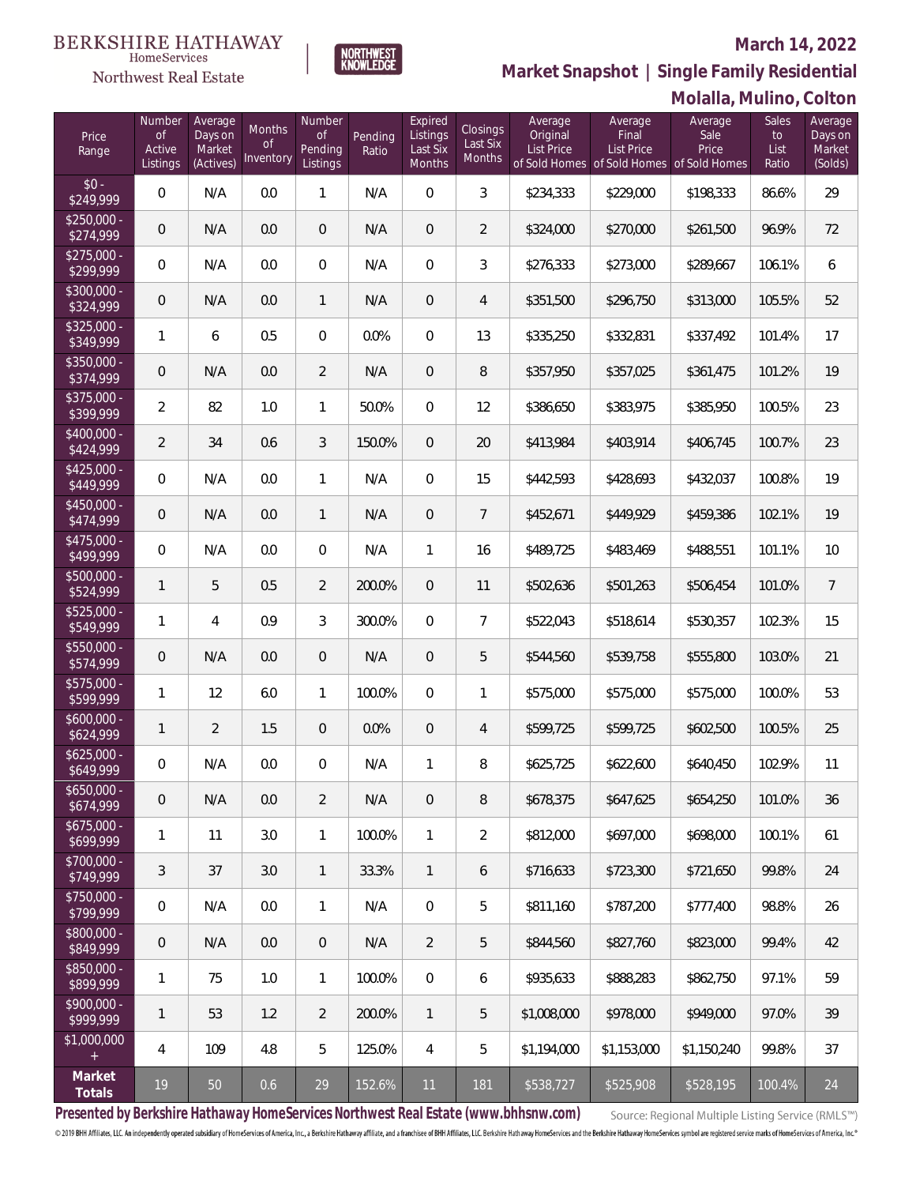BERKSHIRE HATHAWAY HomeServices Northwest Real Estate

NORTHWEST KNOWLEDGE

## March 14, 2022

## Market Snapshot | Single Family Residential

## Molalla, Mulino, Colton

| Price Range | Number of Active Listings | Average Days on Market (Actives) | Months of Inventory | Number of Pending Listings | Pending Ratio | Expired Listings Last Six Months | Closings Last Six Months | Average Original List Price of Sold Homes | Average Final List Price of Sold Homes | Average Sale Price of Sold Homes | Sales to List Ratio | Average Days on Market (Solds) |
|---|---|---|---|---|---|---|---|---|---|---|---|---|
| $0 - $249,999 | 0 | N/A | 0.0 | 1 | N/A | 0 | 3 | $234,333 | $229,000 | $198,333 | 86.6% | 29 |
| $250,000 - $274,999 | 0 | N/A | 0.0 | 0 | N/A | 0 | 2 | $324,000 | $270,000 | $261,500 | 96.9% | 72 |
| $275,000 - $299,999 | 0 | N/A | 0.0 | 0 | N/A | 0 | 3 | $276,333 | $273,000 | $289,667 | 106.1% | 6 |
| $300,000 - $324,999 | 0 | N/A | 0.0 | 1 | N/A | 0 | 4 | $351,500 | $296,750 | $313,000 | 105.5% | 52 |
| $325,000 - $349,999 | 1 | 6 | 0.5 | 0 | 0.0% | 0 | 13 | $335,250 | $332,831 | $337,492 | 101.4% | 17 |
| $350,000 - $374,999 | 0 | N/A | 0.0 | 2 | N/A | 0 | 8 | $357,950 | $357,025 | $361,475 | 101.2% | 19 |
| $375,000 - $399,999 | 2 | 82 | 1.0 | 1 | 50.0% | 0 | 12 | $386,650 | $383,975 | $385,950 | 100.5% | 23 |
| $400,000 - $424,999 | 2 | 34 | 0.6 | 3 | 150.0% | 0 | 20 | $413,984 | $403,914 | $406,745 | 100.7% | 23 |
| $425,000 - $449,999 | 0 | N/A | 0.0 | 1 | N/A | 0 | 15 | $442,593 | $428,693 | $432,037 | 100.8% | 19 |
| $450,000 - $474,999 | 0 | N/A | 0.0 | 1 | N/A | 0 | 7 | $452,671 | $449,929 | $459,386 | 102.1% | 19 |
| $475,000 - $499,999 | 0 | N/A | 0.0 | 0 | N/A | 1 | 16 | $489,725 | $483,469 | $488,551 | 101.1% | 10 |
| $500,000 - $524,999 | 1 | 5 | 0.5 | 2 | 200.0% | 0 | 11 | $502,636 | $501,263 | $506,454 | 101.0% | 7 |
| $525,000 - $549,999 | 1 | 4 | 0.9 | 3 | 300.0% | 0 | 7 | $522,043 | $518,614 | $530,357 | 102.3% | 15 |
| $550,000 - $574,999 | 0 | N/A | 0.0 | 0 | N/A | 0 | 5 | $544,560 | $539,758 | $555,800 | 103.0% | 21 |
| $575,000 - $599,999 | 1 | 12 | 6.0 | 1 | 100.0% | 0 | 1 | $575,000 | $575,000 | $575,000 | 100.0% | 53 |
| $600,000 - $624,999 | 1 | 2 | 1.5 | 0 | 0.0% | 0 | 4 | $599,725 | $599,725 | $602,500 | 100.5% | 25 |
| $625,000 - $649,999 | 0 | N/A | 0.0 | 0 | N/A | 1 | 8 | $625,725 | $622,600 | $640,450 | 102.9% | 11 |
| $650,000 - $674,999 | 0 | N/A | 0.0 | 2 | N/A | 0 | 8 | $678,375 | $647,625 | $654,250 | 101.0% | 36 |
| $675,000 - $699,999 | 1 | 11 | 3.0 | 1 | 100.0% | 1 | 2 | $812,000 | $697,000 | $698,000 | 100.1% | 61 |
| $700,000 - $749,999 | 3 | 37 | 3.0 | 1 | 33.3% | 1 | 6 | $716,633 | $723,300 | $721,650 | 99.8% | 24 |
| $750,000 - $799,999 | 0 | N/A | 0.0 | 1 | N/A | 0 | 5 | $811,160 | $787,200 | $777,400 | 98.8% | 26 |
| $800,000 - $849,999 | 0 | N/A | 0.0 | 0 | N/A | 2 | 5 | $844,560 | $827,760 | $823,000 | 99.4% | 42 |
| $850,000 - $899,999 | 1 | 75 | 1.0 | 1 | 100.0% | 0 | 6 | $935,633 | $888,283 | $862,750 | 97.1% | 59 |
| $900,000 - $999,999 | 1 | 53 | 1.2 | 2 | 200.0% | 1 | 5 | $1,008,000 | $978,000 | $949,000 | 97.0% | 39 |
| $1,000,000 + | 4 | 109 | 4.8 | 5 | 125.0% | 4 | 5 | $1,194,000 | $1,153,000 | $1,150,240 | 99.8% | 37 |
| **Market Totals** | 19 | 50 | 0.6 | 29 | 152.6% | 11 | 181 | $538,727 | $525,908 | $528,195 | 100.4% | 24 |

**Presented by Berkshire Hathaway HomeServices Northwest Real Estate (www.bhhsnw.com)**

Source: Regional Multiple Listing Service (RMLS™)

© 2019 BHH Affiliates, LLC. An independently operated subsidiary of HomeServices of America, Inc., a Berkshire Hathaway affiliate, and a franchisee of BHH Affiliates, LLC. Berkshire Hathaway HomeServices and the Berkshire Hathaway HomeServices symbol are registered service marks of HomeServices of America, Inc.®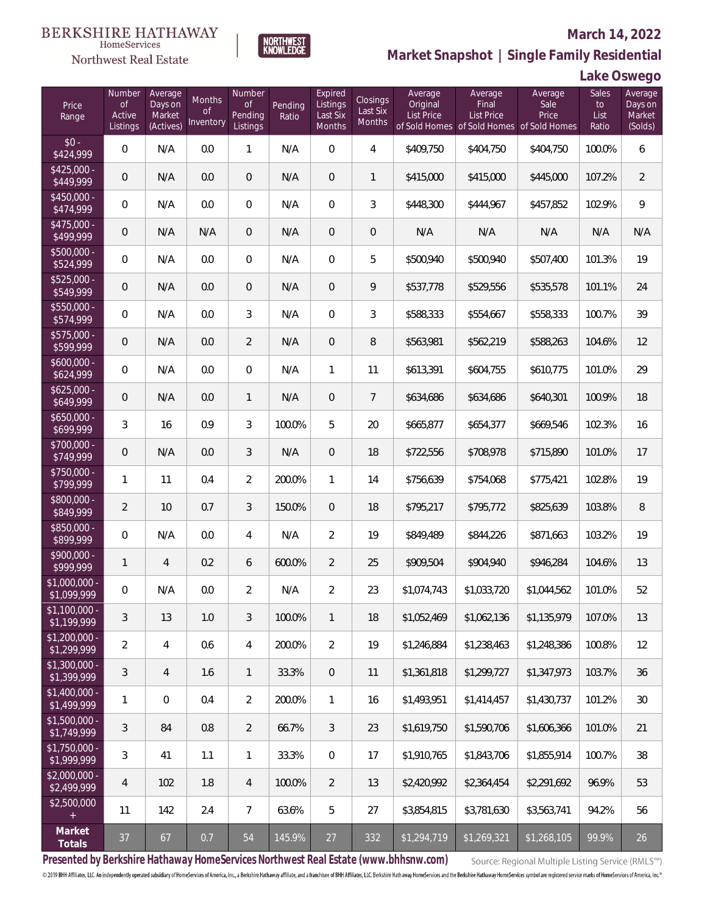BERKSHIRE HATHAWAY HomeServices Northwest Real Estate

NORTHWEST KNOWLEDGE

## March 14, 2022

## Market Snapshot | Single Family Residential

## Lake Oswego

| Price Range | Number of Active Listings | Average Days on Market (Actives) | Months of Inventory | Number of Pending Listings | Pending Ratio | Expired Listings Last Six Months | Closings Last Six Months | Average Original List Price of Sold Homes | Average Final List Price of Sold Homes | Average Sale Price of Sold Homes | Sales to List Ratio | Average Days on Market (Solds) |
|---|---|---|---|---|---|---|---|---|---|---|---|---|
| $0 - $424,999 | 0 | N/A | 0.0 | 1 | N/A | 0 | 4 | $409,750 | $404,750 | $404,750 | 100.0% | 6 |
| $425,000 - $449,999 | 0 | N/A | 0.0 | 0 | N/A | 0 | 1 | $415,000 | $415,000 | $445,000 | 107.2% | 2 |
| $450,000 - $474,999 | 0 | N/A | 0.0 | 0 | N/A | 0 | 3 | $448,300 | $444,967 | $457,852 | 102.9% | 9 |
| $475,000 - $499,999 | 0 | N/A | N/A | 0 | N/A | 0 | 0 | N/A | N/A | N/A | N/A | N/A |
| $500,000 - $524,999 | 0 | N/A | 0.0 | 0 | N/A | 0 | 5 | $500,940 | $500,940 | $507,400 | 101.3% | 19 |
| $525,000 - $549,999 | 0 | N/A | 0.0 | 0 | N/A | 0 | 9 | $537,778 | $529,556 | $535,578 | 101.1% | 24 |
| $550,000 - $574,999 | 0 | N/A | 0.0 | 3 | N/A | 0 | 3 | $588,333 | $554,667 | $558,333 | 100.7% | 39 |
| $575,000 - $599,999 | 0 | N/A | 0.0 | 2 | N/A | 0 | 8 | $563,981 | $562,219 | $588,263 | 104.6% | 12 |
| $600,000 - $624,999 | 0 | N/A | 0.0 | 0 | N/A | 1 | 11 | $613,391 | $604,755 | $610,775 | 101.0% | 29 |
| $625,000 - $649,999 | 0 | N/A | 0.0 | 1 | N/A | 0 | 7 | $634,686 | $634,686 | $640,301 | 100.9% | 18 |
| $650,000 - $699,999 | 3 | 16 | 0.9 | 3 | 100.0% | 5 | 20 | $665,877 | $654,377 | $669,546 | 102.3% | 16 |
| $700,000 - $749,999 | 0 | N/A | 0.0 | 3 | N/A | 0 | 18 | $722,556 | $708,978 | $715,890 | 101.0% | 17 |
| $750,000 - $799,999 | 1 | 11 | 0.4 | 2 | 200.0% | 1 | 14 | $756,639 | $754,068 | $775,421 | 102.8% | 19 |
| $800,000 - $849,999 | 2 | 10 | 0.7 | 3 | 150.0% | 0 | 18 | $795,217 | $795,772 | $825,639 | 103.8% | 8 |
| $850,000 - $899,999 | 0 | N/A | 0.0 | 4 | N/A | 2 | 19 | $849,489 | $844,226 | $871,663 | 103.2% | 19 |
| $900,000 - $999,999 | 1 | 4 | 0.2 | 6 | 600.0% | 2 | 25 | $909,504 | $904,940 | $946,284 | 104.6% | 13 |
| $1,000,000 - $1,099,999 | 0 | N/A | 0.0 | 2 | N/A | 2 | 23 | $1,074,743 | $1,033,720 | $1,044,562 | 101.0% | 52 |
| $1,100,000 - $1,199,999 | 3 | 13 | 1.0 | 3 | 100.0% | 1 | 18 | $1,052,469 | $1,062,136 | $1,135,979 | 107.0% | 13 |
| $1,200,000 - $1,299,999 | 2 | 4 | 0.6 | 4 | 200.0% | 2 | 19 | $1,246,884 | $1,238,463 | $1,248,386 | 100.8% | 12 |
| $1,300,000 - $1,399,999 | 3 | 4 | 1.6 | 1 | 33.3% | 0 | 11 | $1,361,818 | $1,299,727 | $1,347,973 | 103.7% | 36 |
| $1,400,000 - $1,499,999 | 1 | 0 | 0.4 | 2 | 200.0% | 1 | 16 | $1,493,951 | $1,414,457 | $1,430,737 | 101.2% | 30 |
| $1,500,000 - $1,749,999 | 3 | 84 | 0.8 | 2 | 66.7% | 3 | 23 | $1,619,750 | $1,590,706 | $1,606,366 | 101.0% | 21 |
| $1,750,000 - $1,999,999 | 3 | 41 | 1.1 | 1 | 33.3% | 0 | 17 | $1,910,765 | $1,843,706 | $1,855,914 | 100.7% | 38 |
| $2,000,000 - $2,499,999 | 4 | 102 | 1.8 | 4 | 100.0% | 2 | 13 | $2,420,992 | $2,364,454 | $2,291,692 | 96.9% | 53 |
| $2,500,000 + | 11 | 142 | 2.4 | 7 | 63.6% | 5 | 27 | $3,854,815 | $3,781,630 | $3,563,741 | 94.2% | 56 |
| **Market Totals** | 37 | 67 | 0.7 | 54 | 145.9% | 27 | 332 | $1,294,719 | $1,269,321 | $1,268,105 | 99.9% | 26 |

**Presented by Berkshire Hathaway HomeServices Northwest Real Estate (www.bhhsnw.com)**

Source: Regional Multiple Listing Service (RMLS™)

© 2019 BHH Affiliates, LLC. An independently operated subsidiary of HomeServices of America, Inc., a Berkshire Hathaway affiliate, and a franchisee of BHH Affiliates, LLC. Berkshire Hathaway HomeServices and the Berkshire Hathaway HomeServices symbol are registered service marks of HomeServices of America, Inc.®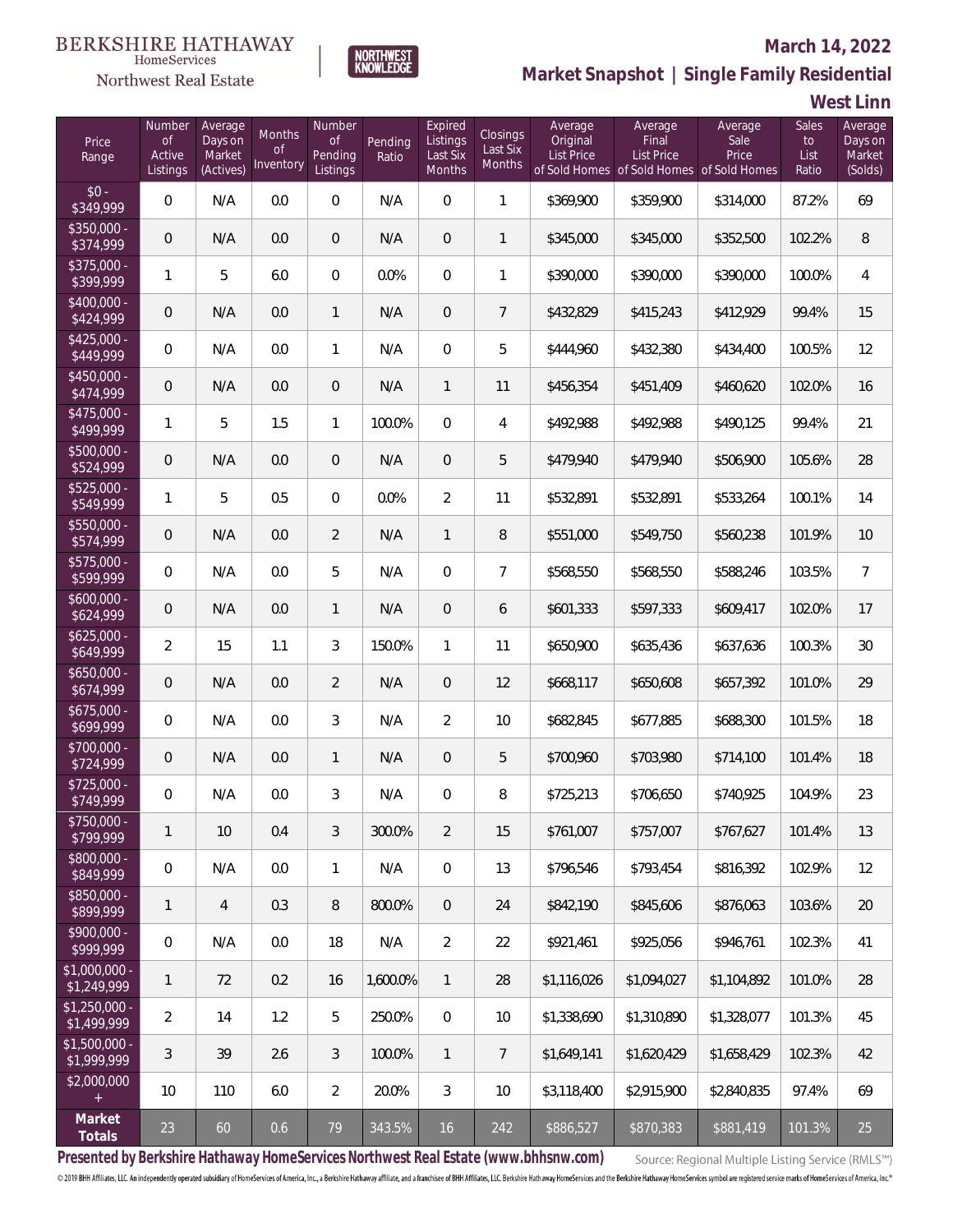BERKSHIRE HATHAWAY HomeServices Northwest Real Estate

NORTHWEST KNOWLEDGE

**March 14, 2022**

## Market Snapshot | Single Family Residential

### West Linn

| Price Range | Number of Active Listings | Average Days on Market (Actives) | Months of Inventory | Number of Pending Listings | Pending Ratio | Expired Listings Last Six Months | Closings Last Six Months | Average Original List Price of Sold Homes | Average Final List Price of Sold Homes | Average Sale Price of Sold Homes | Sales to List Ratio | Average Days on Market (Solds) |
|---|---|---|---|---|---|---|---|---|---|---|---|---|
| $0 - $349,999 | 0 | N/A | 0.0 | 0 | N/A | 0 | 1 | $369,900 | $359,900 | $314,000 | 87.2% | 69 |
| $350,000 - $374,999 | 0 | N/A | 0.0 | 0 | N/A | 0 | 1 | $345,000 | $345,000 | $352,500 | 102.2% | 8 |
| $375,000 - $399,999 | 1 | 5 | 6.0 | 0 | 0.0% | 0 | 1 | $390,000 | $390,000 | $390,000 | 100.0% | 4 |
| $400,000 - $424,999 | 0 | N/A | 0.0 | 1 | N/A | 0 | 7 | $432,829 | $415,243 | $412,929 | 99.4% | 15 |
| $425,000 - $449,999 | 0 | N/A | 0.0 | 1 | N/A | 0 | 5 | $444,960 | $432,380 | $434,400 | 100.5% | 12 |
| $450,000 - $474,999 | 0 | N/A | 0.0 | 0 | N/A | 1 | 11 | $456,354 | $451,409 | $460,620 | 102.0% | 16 |
| $475,000 - $499,999 | 1 | 5 | 1.5 | 1 | 100.0% | 0 | 4 | $492,988 | $492,988 | $490,125 | 99.4% | 21 |
| $500,000 - $524,999 | 0 | N/A | 0.0 | 0 | N/A | 0 | 5 | $479,940 | $479,940 | $506,900 | 105.6% | 28 |
| $525,000 - $549,999 | 1 | 5 | 0.5 | 0 | 0.0% | 2 | 11 | $532,891 | $532,891 | $533,264 | 100.1% | 14 |
| $550,000 - $574,999 | 0 | N/A | 0.0 | 2 | N/A | 1 | 8 | $551,000 | $549,750 | $560,238 | 101.9% | 10 |
| $575,000 - $599,999 | 0 | N/A | 0.0 | 5 | N/A | 0 | 7 | $568,550 | $568,550 | $588,246 | 103.5% | 7 |
| $600,000 - $624,999 | 0 | N/A | 0.0 | 1 | N/A | 0 | 6 | $601,333 | $597,333 | $609,417 | 102.0% | 17 |
| $625,000 - $649,999 | 2 | 15 | 1.1 | 3 | 150.0% | 1 | 11 | $650,900 | $635,436 | $637,636 | 100.3% | 30 |
| $650,000 - $674,999 | 0 | N/A | 0.0 | 2 | N/A | 0 | 12 | $668,117 | $650,608 | $657,392 | 101.0% | 29 |
| $675,000 - $699,999 | 0 | N/A | 0.0 | 3 | N/A | 2 | 10 | $682,845 | $677,885 | $688,300 | 101.5% | 18 |
| $700,000 - $724,999 | 0 | N/A | 0.0 | 1 | N/A | 0 | 5 | $700,960 | $703,980 | $714,100 | 101.4% | 18 |
| $725,000 - $749,999 | 0 | N/A | 0.0 | 3 | N/A | 0 | 8 | $725,213 | $706,650 | $740,925 | 104.9% | 23 |
| $750,000 - $799,999 | 1 | 10 | 0.4 | 3 | 300.0% | 2 | 15 | $761,007 | $757,007 | $767,627 | 101.4% | 13 |
| $800,000 - $849,999 | 0 | N/A | 0.0 | 1 | N/A | 0 | 13 | $796,546 | $793,454 | $816,392 | 102.9% | 12 |
| $850,000 - $899,999 | 1 | 4 | 0.3 | 8 | 800.0% | 0 | 24 | $842,190 | $845,606 | $876,063 | 103.6% | 20 |
| $900,000 - $999,999 | 0 | N/A | 0.0 | 18 | N/A | 2 | 22 | $921,461 | $925,056 | $946,761 | 102.3% | 41 |
| $1,000,000 - $1,249,999 | 1 | 72 | 0.2 | 16 | 1,600.0% | 1 | 28 | $1,116,026 | $1,094,027 | $1,104,892 | 101.0% | 28 |
| $1,250,000 - $1,499,999 | 2 | 14 | 1.2 | 5 | 250.0% | 0 | 10 | $1,338,690 | $1,310,890 | $1,328,077 | 101.3% | 45 |
| $1,500,000 - $1,999,999 | 3 | 39 | 2.6 | 3 | 100.0% | 1 | 7 | $1,649,141 | $1,620,429 | $1,658,429 | 102.3% | 42 |
| $2,000,000 + | 10 | 110 | 6.0 | 2 | 20.0% | 3 | 10 | $3,118,400 | $2,915,900 | $2,840,835 | 97.4% | 69 |
| **Market Totals** | 23 | 60 | 0.6 | 79 | 343.5% | 16 | 242 | $886,527 | $870,383 | $881,419 | 101.3% | 25 |

**Presented by Berkshire Hathaway HomeServices Northwest Real Estate (www.bhhsnw.com)**

Source: Regional Multiple Listing Service (RMLS™)

© 2019 BHH Affiliates, LLC. An independently operated subsidiary of HomeServices of America, Inc., a Berkshire Hathaway affiliate, and a franchisee of BHH Affiliates, LLC. Berkshire Hathaway HomeServices and the Berkshire Hathaway HomeServices symbol are registered service marks of HomeServices of America, Inc.®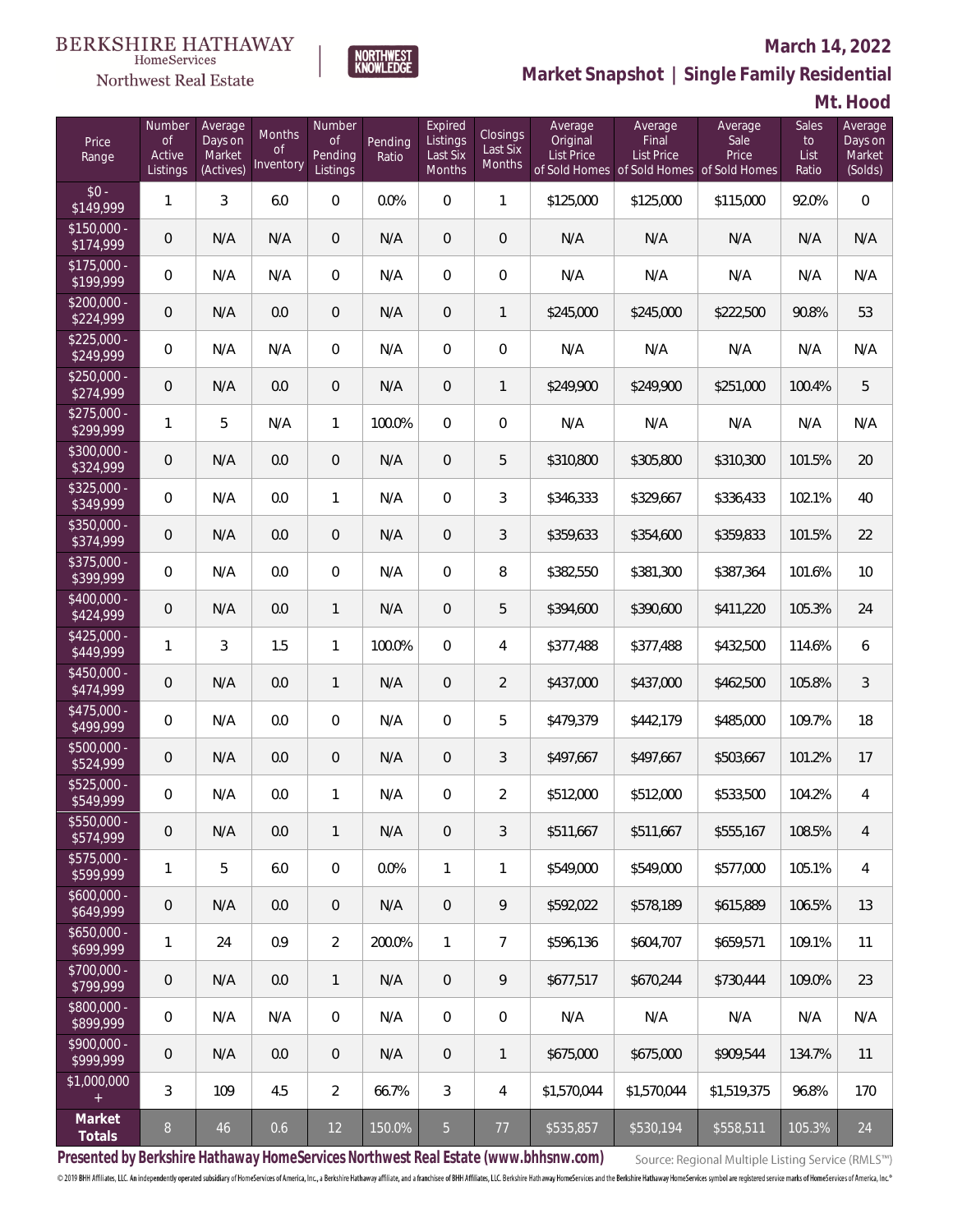BERKSHIRE HATHAWAY HomeServices Northwest Real Estate

NORTHWEST KNOWLEDGE

**March 14, 2022**

## Market Snapshot | Single Family Residential

### Mt. Hood

| Price Range | Number of Active Listings | Average Days on Market (Actives) | Months of Inventory | Number of Pending Listings | Pending Ratio | Expired Listings Last Six Months | Closings Last Six Months | Average Original List Price of Sold Homes | Average Final List Price of Sold Homes | Average Sale Price of Sold Homes | Sales to List Ratio | Average Days on Market (Solds) |
|---|---|---|---|---|---|---|---|---|---|---|---|---|
| $0 - $149,999 | 1 | 3 | 6.0 | 0 | 0.0% | 0 | 1 | $125,000 | $125,000 | $115,000 | 92.0% | 0 |
| $150,000 - $174,999 | 0 | N/A | N/A | 0 | N/A | 0 | 0 | N/A | N/A | N/A | N/A | N/A |
| $175,000 - $199,999 | 0 | N/A | N/A | 0 | N/A | 0 | 0 | N/A | N/A | N/A | N/A | N/A |
| $200,000 - $224,999 | 0 | N/A | 0.0 | 0 | N/A | 0 | 1 | $245,000 | $245,000 | $222,500 | 90.8% | 53 |
| $225,000 - $249,999 | 0 | N/A | N/A | 0 | N/A | 0 | 0 | N/A | N/A | N/A | N/A | N/A |
| $250,000 - $274,999 | 0 | N/A | 0.0 | 0 | N/A | 0 | 1 | $249,900 | $249,900 | $251,000 | 100.4% | 5 |
| $275,000 - $299,999 | 1 | 5 | N/A | 1 | 100.0% | 0 | 0 | N/A | N/A | N/A | N/A | N/A |
| $300,000 - $324,999 | 0 | N/A | 0.0 | 0 | N/A | 0 | 5 | $310,800 | $305,800 | $310,300 | 101.5% | 20 |
| $325,000 - $349,999 | 0 | N/A | 0.0 | 1 | N/A | 0 | 3 | $346,333 | $329,667 | $336,433 | 102.1% | 40 |
| $350,000 - $374,999 | 0 | N/A | 0.0 | 0 | N/A | 0 | 3 | $359,633 | $354,600 | $359,833 | 101.5% | 22 |
| $375,000 - $399,999 | 0 | N/A | 0.0 | 0 | N/A | 0 | 8 | $382,550 | $381,300 | $387,364 | 101.6% | 10 |
| $400,000 - $424,999 | 0 | N/A | 0.0 | 1 | N/A | 0 | 5 | $394,600 | $390,600 | $411,220 | 105.3% | 24 |
| $425,000 - $449,999 | 1 | 3 | 1.5 | 1 | 100.0% | 0 | 4 | $377,488 | $377,488 | $432,500 | 114.6% | 6 |
| $450,000 - $474,999 | 0 | N/A | 0.0 | 1 | N/A | 0 | 2 | $437,000 | $437,000 | $462,500 | 105.8% | 3 |
| $475,000 - $499,999 | 0 | N/A | 0.0 | 0 | N/A | 0 | 5 | $479,379 | $442,179 | $485,000 | 109.7% | 18 |
| $500,000 - $524,999 | 0 | N/A | 0.0 | 0 | N/A | 0 | 3 | $497,667 | $497,667 | $503,667 | 101.2% | 17 |
| $525,000 - $549,999 | 0 | N/A | 0.0 | 1 | N/A | 0 | 2 | $512,000 | $512,000 | $533,500 | 104.2% | 4 |
| $550,000 - $574,999 | 0 | N/A | 0.0 | 1 | N/A | 0 | 3 | $511,667 | $511,667 | $555,167 | 108.5% | 4 |
| $575,000 - $599,999 | 1 | 5 | 6.0 | 0 | 0.0% | 1 | 1 | $549,000 | $549,000 | $577,000 | 105.1% | 4 |
| $600,000 - $649,999 | 0 | N/A | 0.0 | 0 | N/A | 0 | 9 | $592,022 | $578,189 | $615,889 | 106.5% | 13 |
| $650,000 - $699,999 | 1 | 24 | 0.9 | 2 | 200.0% | 1 | 7 | $596,136 | $604,707 | $659,571 | 109.1% | 11 |
| $700,000 - $799,999 | 0 | N/A | 0.0 | 1 | N/A | 0 | 9 | $677,517 | $670,244 | $730,444 | 109.0% | 23 |
| $800,000 - $899,999 | 0 | N/A | N/A | 0 | N/A | 0 | 0 | N/A | N/A | N/A | N/A | N/A |
| $900,000 - $999,999 | 0 | N/A | 0.0 | 0 | N/A | 0 | 1 | $675,000 | $675,000 | $909,544 | 134.7% | 11 |
| $1,000,000 + | 3 | 109 | 4.5 | 2 | 66.7% | 3 | 4 | $1,570,044 | $1,570,044 | $1,519,375 | 96.8% | 170 |
| **Market Totals** | 8 | 46 | 0.6 | 12 | 150.0% | 5 | 77 | $535,857 | $530,194 | $558,511 | 105.3% | 24 |

**Presented by Berkshire Hathaway HomeServices Northwest Real Estate (www.bhhsnw.com)**

Source: Regional Multiple Listing Service (RMLS™)

© 2019 BHH Affiliates, LLC. An independently operated subsidiary of HomeServices of America, Inc., a Berkshire Hathaway affiliate, and a franchisee of BHH Affiliates, LLC. Berkshire Hathaway HomeServices and the Berkshire Hathaway HomeServices symbol are registered service marks of HomeServices of America, Inc.®